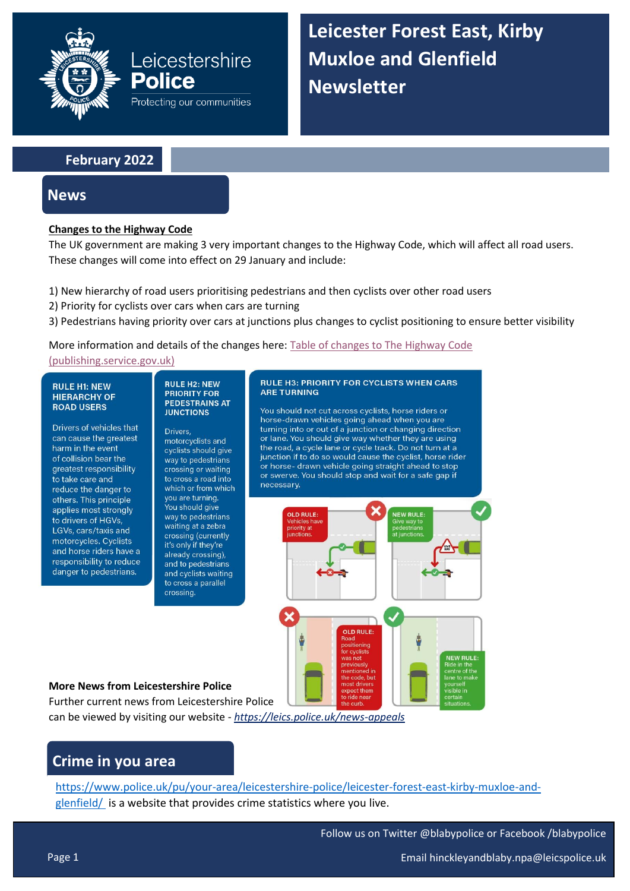# Leicestershire Police

Protecting our communities

# Leicester Forest East, Kirby Muxloe and Glenfield Newsletter

**February 2022**

## News

**Changes to the Highway Code**

The UK government are making 3 very important changes to the Highway Code, which will affect all road users. These changes will come into effect on 29 January and include:

1) New hierarchy of road users prioritising pedestrians and then cyclists over other road users
2) Priority for cyclists over cars when cars are turning
3) Pedestrians having priority over cars at junctions plus changes to cyclist positioning to ensure better visibility

More information and details of the changes here: Table of changes to The Highway Code (publishing.service.gov.uk)

**RULE H1: NEW HIERARCHY OF ROAD USERS**

Drivers of vehicles that can cause the greatest harm in the event of collision bear the greatest responsibility to take care and reduce the danger to others. This principle applies most strongly to drivers of HGVs, LGVs, cars/taxis and motorcycles. Cyclists and horse riders have a responsibility to reduce danger to pedestrians.

**RULE H2: NEW PRIORITY FOR PEDESTRIANS AT JUNCTIONS**

Drivers, motorcyclists and cyclists should give way to pedestrians crossing or waiting to cross a road into which or from which you are turning. You should give way to pedestrians waiting at a zebra crossing (currently it's only if they're already crossing), and to pedestrians and cyclists waiting to cross a parallel crossing.

**RULE H3: PRIORITY FOR CYCLISTS WHEN CARS ARE TURNING**

You should not cut across cyclists, horse riders or horse-drawn vehicles going ahead when you are turning into or out of a junction or changing direction or lane. You should give way whether they are using the road, a cycle lane or cycle track. Do not turn at a junction if to do so would cause the cyclist, horse rider or horse- drawn vehicle going straight ahead to stop or swerve. You should stop and wait for a safe gap if necessary.

OLD RULE: Vehicles have priority at junctions.

NEW RULE: Give way to pedestrians at junctions.

OLD RULE: Road positioning for cyclists was not previously mentioned in the code, but most drivers expect them to ride near the curb.

NEW RULE: Ride in the centre of the lane to make yourself visible in certain situations.

**More News from Leicestershire Police**

Further current news from Leicestershire Police can be viewed by visiting our website - *https://leics.police.uk/news-appeals*

## Crime in you area

https://www.police.uk/pu/your-area/leicestershire-police/leicester-forest-east-kirby-muxloe-and-glenfield/ is a website that provides crime statistics where you live.

Follow us on Twitter @blabypolice or Facebook /blabypolice

Email hinckleyandblaby.npa@leicspolice.uk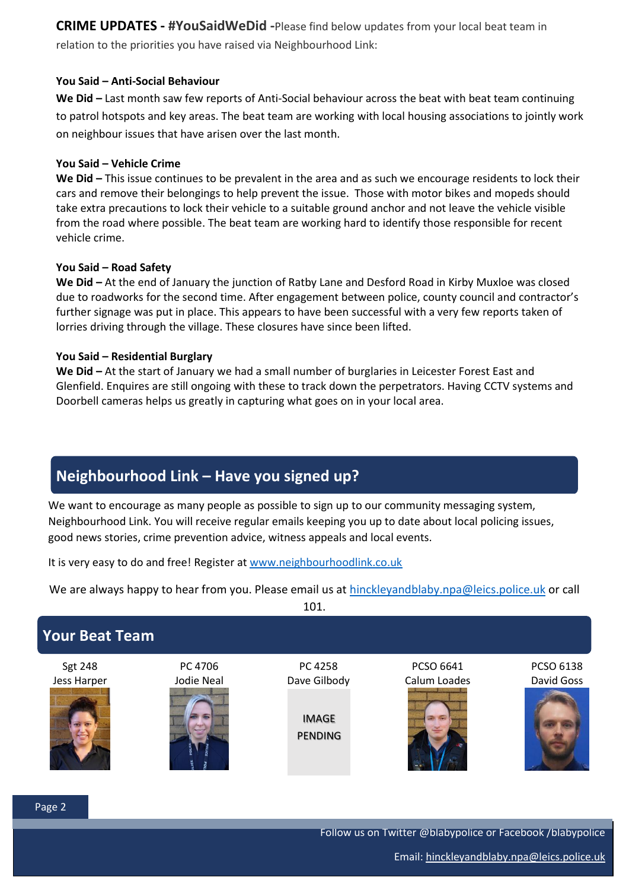**CRIME UPDATES - #YouSaidWeDid -**Please find below updates from your local beat team in relation to the priorities you have raised via Neighbourhood Link:

**You Said – Anti-Social Behaviour**

**We Did –** Last month saw few reports of Anti-Social behaviour across the beat with beat team continuing to patrol hotspots and key areas. The beat team are working with local housing associations to jointly work on neighbour issues that have arisen over the last month.

**You Said – Vehicle Crime**

**We Did –** This issue continues to be prevalent in the area and as such we encourage residents to lock their cars and remove their belongings to help prevent the issue. Those with motor bikes and mopeds should take extra precautions to lock their vehicle to a suitable ground anchor and not leave the vehicle visible from the road where possible. The beat team are working hard to identify those responsible for recent vehicle crime.

**You Said – Road Safety**

**We Did –** At the end of January the junction of Ratby Lane and Desford Road in Kirby Muxloe was closed due to roadworks for the second time. After engagement between police, county council and contractor's further signage was put in place. This appears to have been successful with a very few reports taken of lorries driving through the village. These closures have since been lifted.

**You Said – Residential Burglary**

**We Did –** At the start of January we had a small number of burglaries in Leicester Forest East and Glenfield. Enquires are still ongoing with these to track down the perpetrators. Having CCTV systems and Doorbell cameras helps us greatly in capturing what goes on in your local area.

## Neighbourhood Link – Have you signed up?

We want to encourage as many people as possible to sign up to our community messaging system, Neighbourhood Link. You will receive regular emails keeping you up to date about local policing issues, good news stories, crime prevention advice, witness appeals and local events.

It is very easy to do and free! Register at www.neighbourhoodlink.co.uk

We are always happy to hear from you. Please email us at hinckleyandblaby.npa@leics.police.uk or call 101.

## Your Beat Team

Sgt 248 Jess Harper

PC 4706 Jodie Neal

PC 4258 Dave Gilbody

IMAGE PENDING

PCSO 6641 Calum Loades

PCSO 6138 David Goss

Follow us on Twitter @blabypolice or Facebook /blabypolice

Email: hinckleyandblaby.npa@leics.police.uk